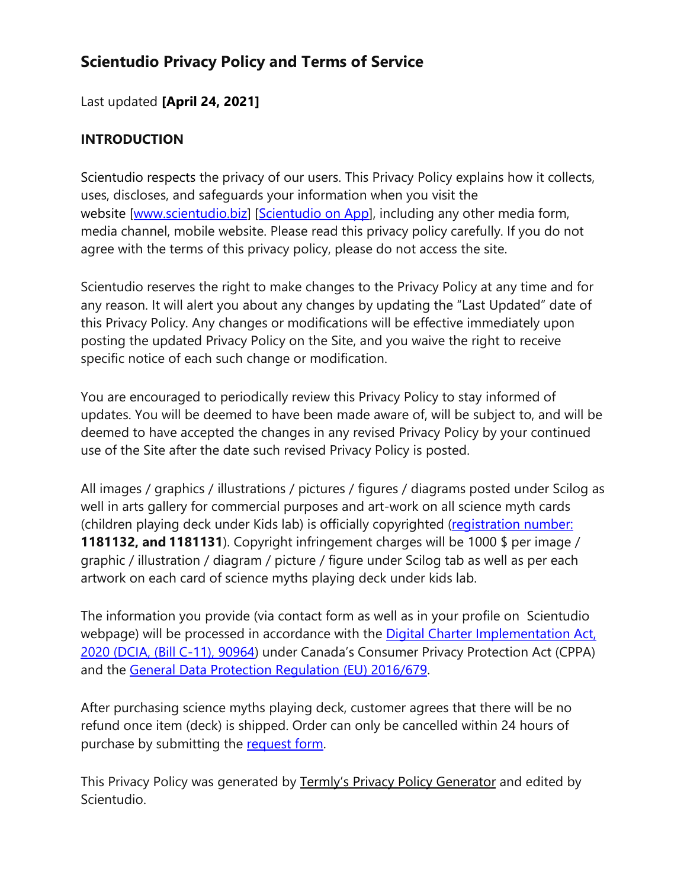## Scientudio Privacy Policy and Terms of Service

Last updated **[April 24, 2021]**

### INTRODUCTION

Scientudio respects the privacy of our users. This Privacy Policy explains how it collects, uses, discloses, and safeguards your information when you visit the website [www.scientudio.biz] [Scientudio on App], including any other media form, media channel, mobile website. Please read this privacy policy carefully. If you do not agree with the terms of this privacy policy, please do not access the site.

Scientudio reserves the right to make changes to the Privacy Policy at any time and for any reason. It will alert you about any changes by updating the "Last Updated" date of this Privacy Policy. Any changes or modifications will be effective immediately upon posting the updated Privacy Policy on the Site, and you waive the right to receive specific notice of each such change or modification.

You are encouraged to periodically review this Privacy Policy to stay informed of updates. You will be deemed to have been made aware of, will be subject to, and will be deemed to have accepted the changes in any revised Privacy Policy by your continued use of the Site after the date such revised Privacy Policy is posted.

All images / graphics / illustrations / pictures / figures / diagrams posted under Scilog as well in arts gallery for commercial purposes and art-work on all science myth cards (children playing deck under Kids lab) is officially copyrighted (registration number: **1181132, and 1181131**). Copyright infringement charges will be 1000 $ per image / graphic / illustration / diagram / picture / figure under Scilog tab as well as per each artwork on each card of science myths playing deck under kids lab.

The information you provide (via contact form as well as in your profile on Scientudio webpage) will be processed in accordance with the Digital Charter Implementation Act, 2020 (DCIA, (Bill C-11), 90964) under Canada's Consumer Privacy Protection Act (CPPA) and the General Data Protection Regulation (EU) 2016/679.

After purchasing science myths playing deck, customer agrees that there will be no refund once item (deck) is shipped. Order can only be cancelled within 24 hours of purchase by submitting the request form.

This Privacy Policy was generated by Termly's Privacy Policy Generator and edited by Scientudio.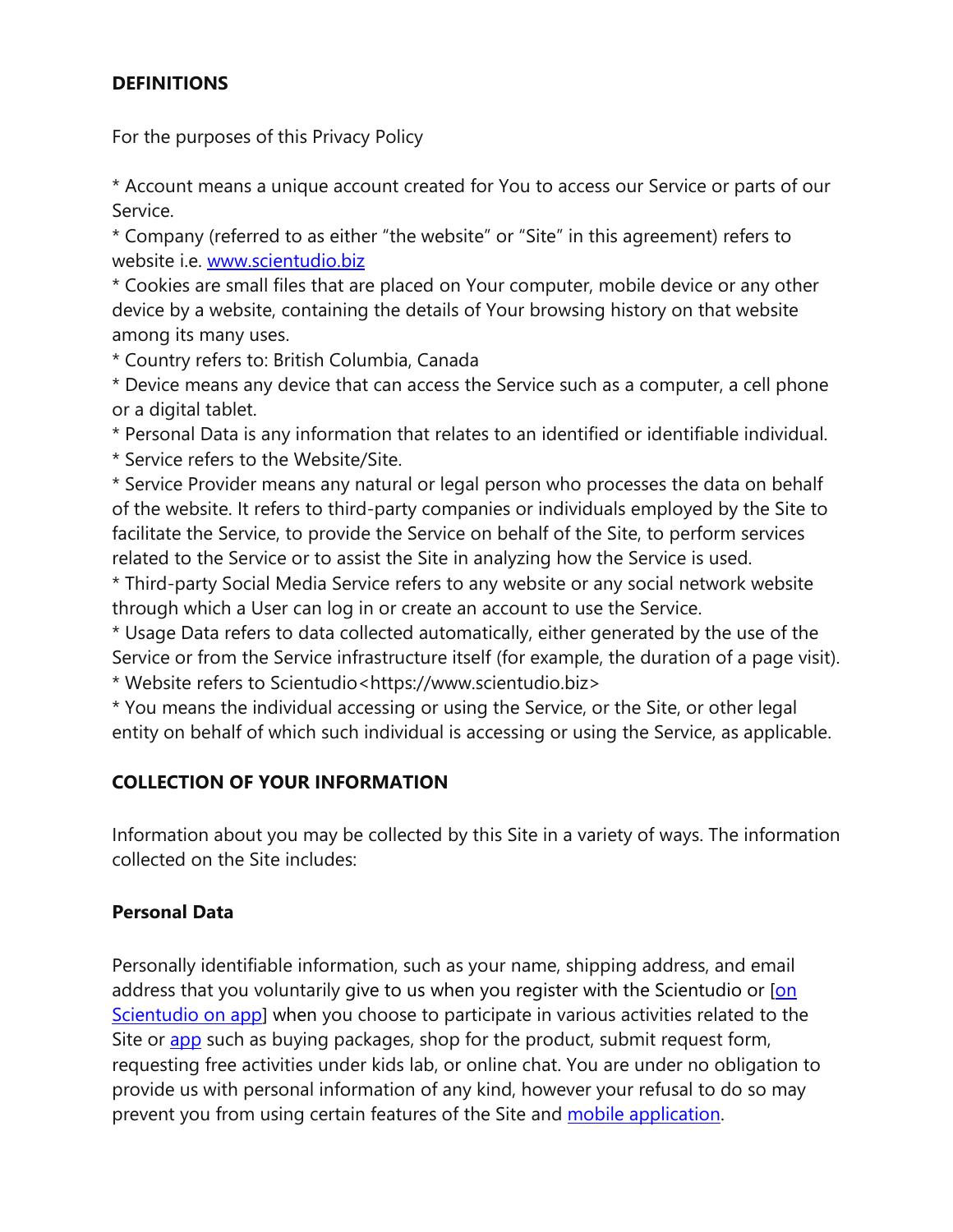**DEFINITIONS**

For the purposes of this Privacy Policy

* Account means a unique account created for You to access our Service or parts of our Service.
* Company (referred to as either "the website" or "Site" in this agreement) refers to website i.e. [www.scientudio.biz](www.scientudio.biz)
* Cookies are small files that are placed on Your computer, mobile device or any other device by a website, containing the details of Your browsing history on that website among its many uses.
* Country refers to: British Columbia, Canada
* Device means any device that can access the Service such as a computer, a cell phone or a digital tablet.
* Personal Data is any information that relates to an identified or identifiable individual.
* Service refers to the Website/Site.
* Service Provider means any natural or legal person who processes the data on behalf of the website. It refers to third-party companies or individuals employed by the Site to facilitate the Service, to provide the Service on behalf of the Site, to perform services related to the Service or to assist the Site in analyzing how the Service is used.
* Third-party Social Media Service refers to any website or any social network website through which a User can log in or create an account to use the Service.
* Usage Data refers to data collected automatically, either generated by the use of the Service or from the Service infrastructure itself (for example, the duration of a page visit).
* Website refers to Scientudio<https://www.scientudio.biz>
* You means the individual accessing or using the Service, or the Site, or other legal entity on behalf of which such individual is accessing or using the Service, as applicable.

**COLLECTION OF YOUR INFORMATION**

Information about you may be collected by this Site in a variety of ways. The information collected on the Site includes:

**Personal Data**

Personally identifiable information, such as your name, shipping address, and email address that you voluntarily give to us when you register with the Scientudio or [on Scientudio on app] when you choose to participate in various activities related to the Site or app such as buying packages, shop for the product, submit request form, requesting free activities under kids lab, or online chat. You are under no obligation to provide us with personal information of any kind, however your refusal to do so may prevent you from using certain features of the Site and mobile application.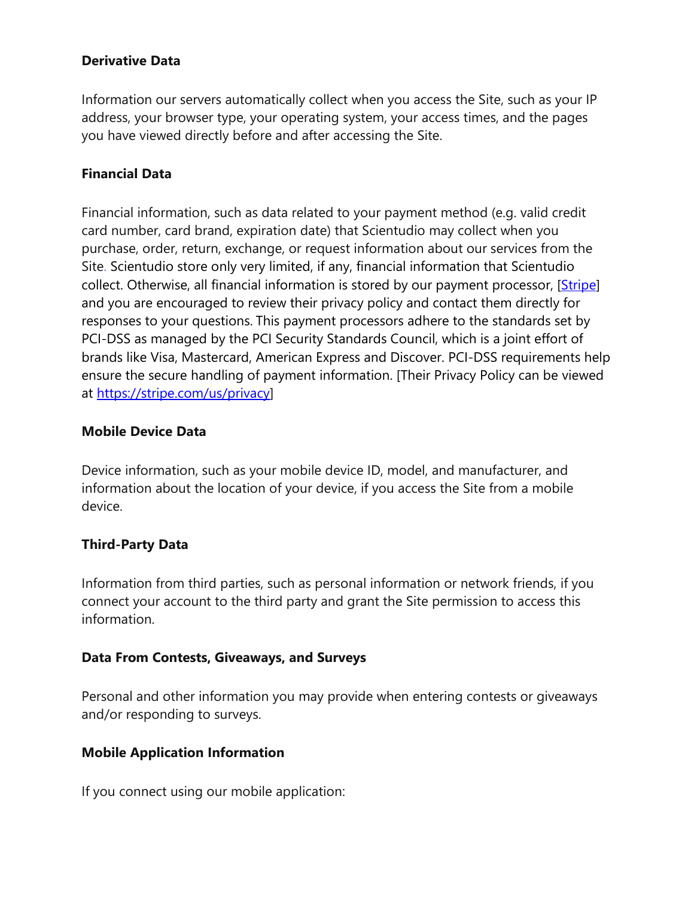**Derivative Data**

Information our servers automatically collect when you access the Site, such as your IP address, your browser type, your operating system, your access times, and the pages you have viewed directly before and after accessing the Site.

**Financial Data**

Financial information, such as data related to your payment method (e.g. valid credit card number, card brand, expiration date) that Scientudio may collect when you purchase, order, return, exchange, or request information about our services from the Site. Scientudio store only very limited, if any, financial information that Scientudio collect. Otherwise, all financial information is stored by our payment processor, [[Stripe](https://stripe.com)] and you are encouraged to review their privacy policy and contact them directly for responses to your questions. This payment processors adhere to the standards set by PCI-DSS as managed by the PCI Security Standards Council, which is a joint effort of brands like Visa, Mastercard, American Express and Discover. PCI-DSS requirements help ensure the secure handling of payment information. [Their Privacy Policy can be viewed at [https://stripe.com/us/privacy](https://stripe.com/us/privacy)]

**Mobile Device Data**

Device information, such as your mobile device ID, model, and manufacturer, and information about the location of your device, if you access the Site from a mobile device.

**Third-Party Data**

Information from third parties, such as personal information or network friends, if you connect your account to the third party and grant the Site permission to access this information.

**Data From Contests, Giveaways, and Surveys**

Personal and other information you may provide when entering contests or giveaways and/or responding to surveys.

**Mobile Application Information**

If you connect using our mobile application: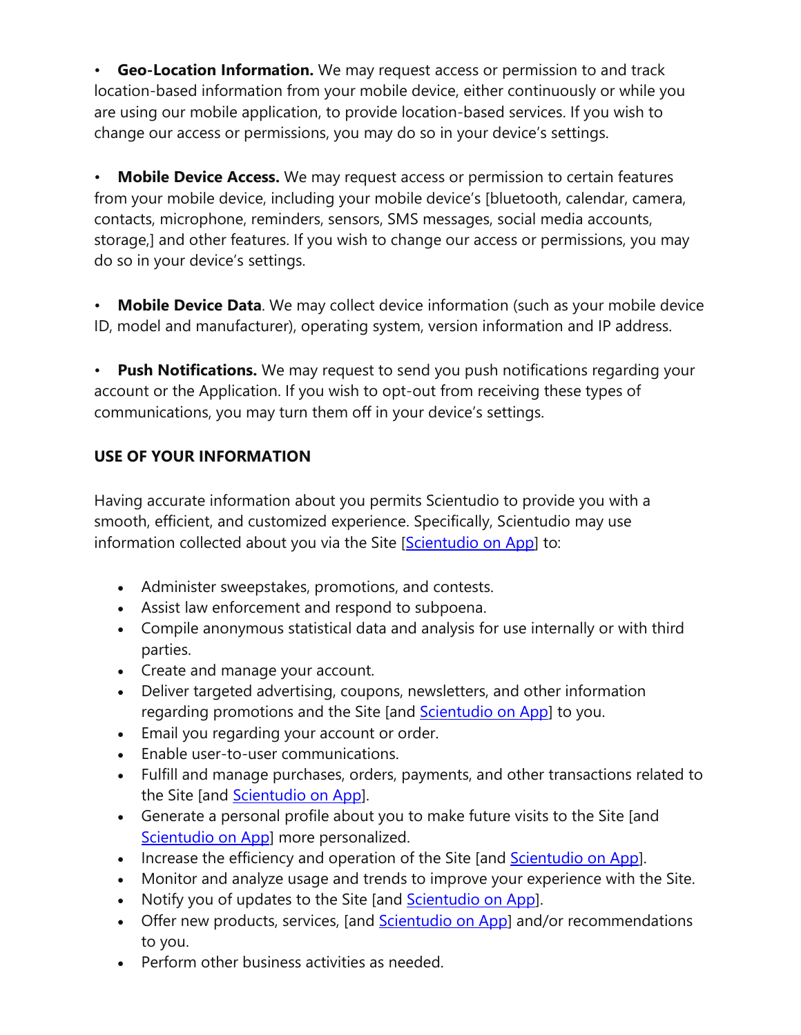- **Geo-Location Information.** We may request access or permission to and track location-based information from your mobile device, either continuously or while you are using our mobile application, to provide location-based services. If you wish to change our access or permissions, you may do so in your device's settings.

- **Mobile Device Access.** We may request access or permission to certain features from your mobile device, including your mobile device's [bluetooth, calendar, camera, contacts, microphone, reminders, sensors, SMS messages, social media accounts, storage,] and other features. If you wish to change our access or permissions, you may do so in your device's settings.

- **Mobile Device Data**. We may collect device information (such as your mobile device ID, model and manufacturer), operating system, version information and IP address.

- **Push Notifications.** We may request to send you push notifications regarding your account or the Application. If you wish to opt-out from receiving these types of communications, you may turn them off in your device's settings.

**USE OF YOUR INFORMATION**

Having accurate information about you permits Scientudio to provide you with a smooth, efficient, and customized experience. Specifically, Scientudio may use information collected about you via the Site [Scientudio on App] to:

- Administer sweepstakes, promotions, and contests.
- Assist law enforcement and respond to subpoena.
- Compile anonymous statistical data and analysis for use internally or with third parties.
- Create and manage your account.
- Deliver targeted advertising, coupons, newsletters, and other information regarding promotions and the Site [and Scientudio on App] to you.
- Email you regarding your account or order.
- Enable user-to-user communications.
- Fulfill and manage purchases, orders, payments, and other transactions related to the Site [and Scientudio on App].
- Generate a personal profile about you to make future visits to the Site [and Scientudio on App] more personalized.
- Increase the efficiency and operation of the Site [and Scientudio on App].
- Monitor and analyze usage and trends to improve your experience with the Site.
- Notify you of updates to the Site [and Scientudio on App].
- Offer new products, services, [and Scientudio on App] and/or recommendations to you.
- Perform other business activities as needed.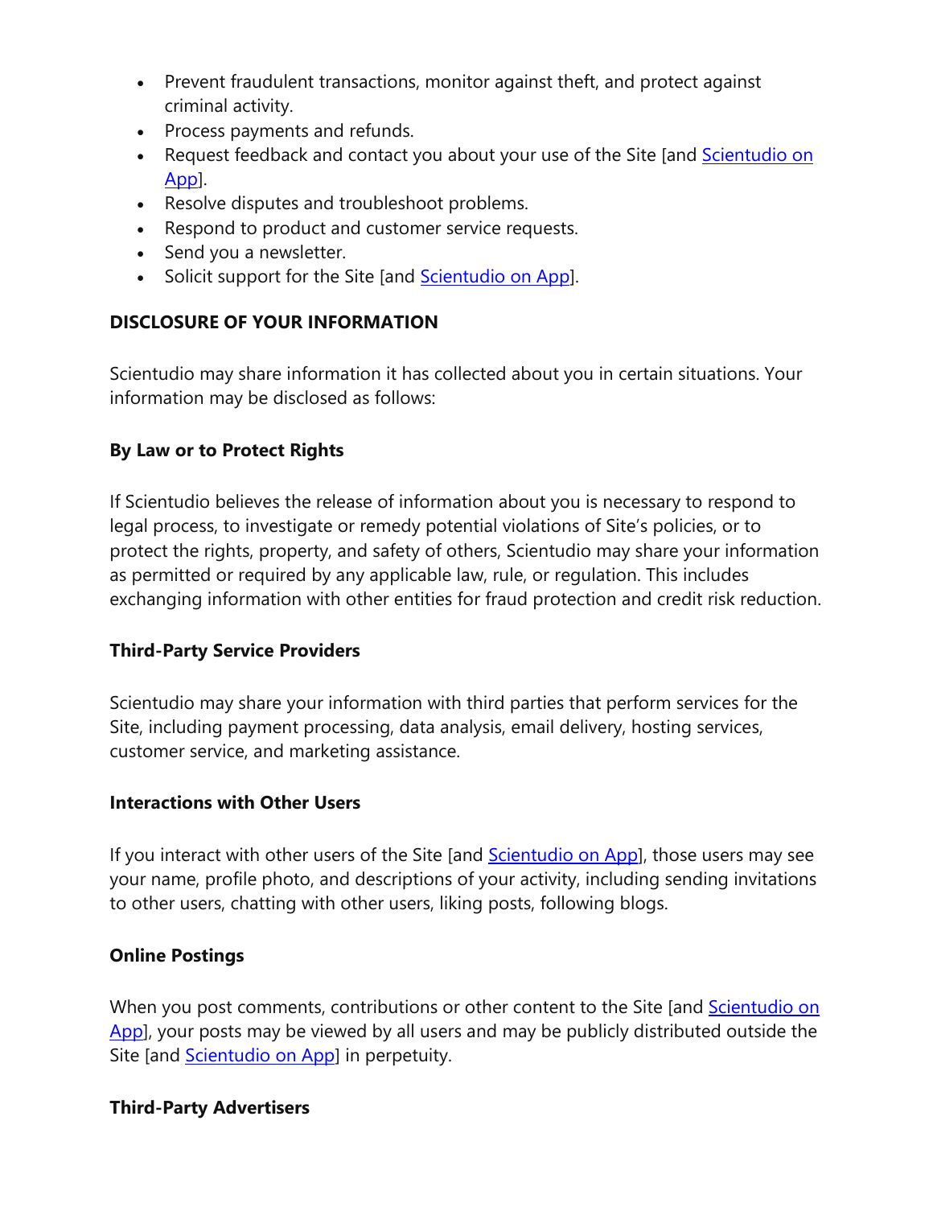- Prevent fraudulent transactions, monitor against theft, and protect against criminal activity.
- Process payments and refunds.
- Request feedback and contact you about your use of the Site [and Scientudio on App].
- Resolve disputes and troubleshoot problems.
- Respond to product and customer service requests.
- Send you a newsletter.
- Solicit support for the Site [and Scientudio on App].

**DISCLOSURE OF YOUR INFORMATION**

Scientudio may share information it has collected about you in certain situations. Your information may be disclosed as follows:

**By Law or to Protect Rights**

If Scientudio believes the release of information about you is necessary to respond to legal process, to investigate or remedy potential violations of Site's policies, or to protect the rights, property, and safety of others, Scientudio may share your information as permitted or required by any applicable law, rule, or regulation. This includes exchanging information with other entities for fraud protection and credit risk reduction.

**Third-Party Service Providers**

Scientudio may share your information with third parties that perform services for the Site, including payment processing, data analysis, email delivery, hosting services, customer service, and marketing assistance.

**Interactions with Other Users**

If you interact with other users of the Site [and Scientudio on App], those users may see your name, profile photo, and descriptions of your activity, including sending invitations to other users, chatting with other users, liking posts, following blogs.

**Online Postings**

When you post comments, contributions or other content to the Site [and Scientudio on App], your posts may be viewed by all users and may be publicly distributed outside the Site [and Scientudio on App] in perpetuity.

**Third-Party Advertisers**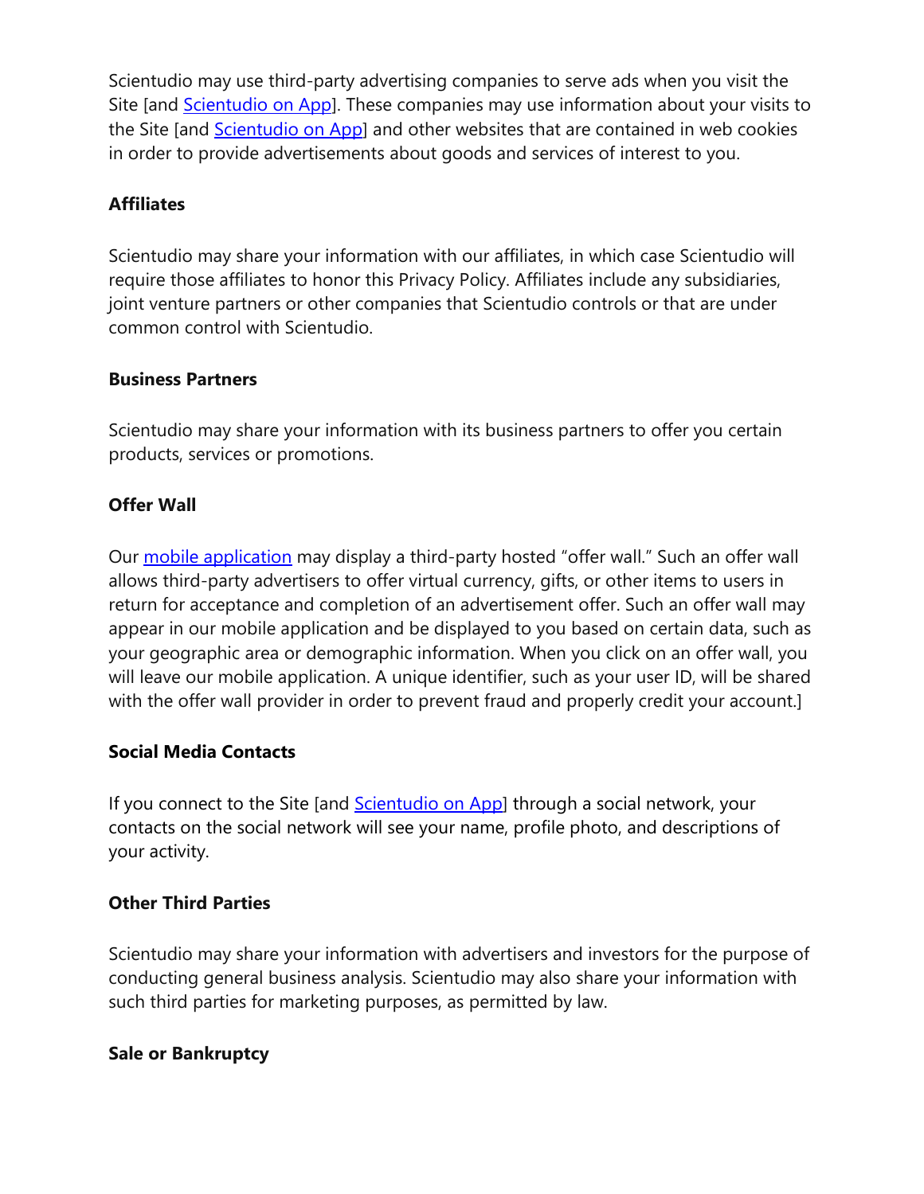Scientudio may use third-party advertising companies to serve ads when you visit the Site [and Scientudio on App]. These companies may use information about your visits to the Site [and Scientudio on App] and other websites that are contained in web cookies in order to provide advertisements about goods and services of interest to you.

**Affiliates**

Scientudio may share your information with our affiliates, in which case Scientudio will require those affiliates to honor this Privacy Policy. Affiliates include any subsidiaries, joint venture partners or other companies that Scientudio controls or that are under common control with Scientudio.

**Business Partners**

Scientudio may share your information with its business partners to offer you certain products, services or promotions.

**Offer Wall**

Our mobile application may display a third-party hosted "offer wall." Such an offer wall allows third-party advertisers to offer virtual currency, gifts, or other items to users in return for acceptance and completion of an advertisement offer. Such an offer wall may appear in our mobile application and be displayed to you based on certain data, such as your geographic area or demographic information. When you click on an offer wall, you will leave our mobile application. A unique identifier, such as your user ID, will be shared with the offer wall provider in order to prevent fraud and properly credit your account.]

**Social Media Contacts**

If you connect to the Site [and Scientudio on App] through a social network, your contacts on the social network will see your name, profile photo, and descriptions of your activity.

**Other Third Parties**

Scientudio may share your information with advertisers and investors for the purpose of conducting general business analysis. Scientudio may also share your information with such third parties for marketing purposes, as permitted by law.

**Sale or Bankruptcy**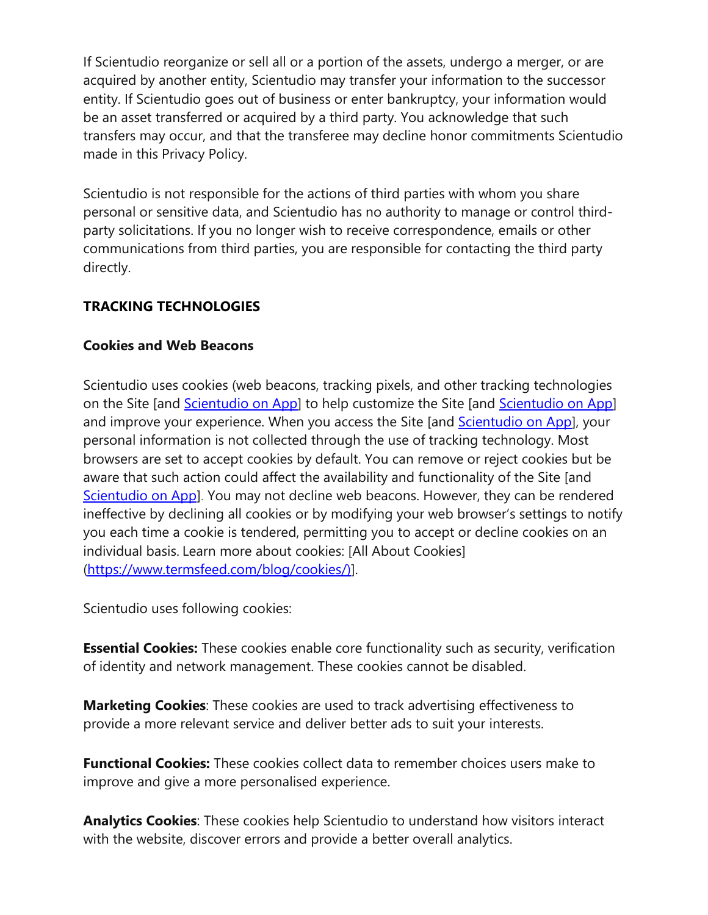If Scientudio reorganize or sell all or a portion of the assets, undergo a merger, or are acquired by another entity, Scientudio may transfer your information to the successor entity. If Scientudio goes out of business or enter bankruptcy, your information would be an asset transferred or acquired by a third party. You acknowledge that such transfers may occur, and that the transferee may decline honor commitments Scientudio made in this Privacy Policy.

Scientudio is not responsible for the actions of third parties with whom you share personal or sensitive data, and Scientudio has no authority to manage or control third-party solicitations. If you no longer wish to receive correspondence, emails or other communications from third parties, you are responsible for contacting the third party directly.

**TRACKING TECHNOLOGIES**

**Cookies and Web Beacons**

Scientudio uses cookies (web beacons, tracking pixels, and other tracking technologies on the Site [and Scientudio on App] to help customize the Site [and Scientudio on App] and improve your experience. When you access the Site [and Scientudio on App], your personal information is not collected through the use of tracking technology. Most browsers are set to accept cookies by default. You can remove or reject cookies but be aware that such action could affect the availability and functionality of the Site [and Scientudio on App]. You may not decline web beacons. However, they can be rendered ineffective by declining all cookies or by modifying your web browser's settings to notify you each time a cookie is tendered, permitting you to accept or decline cookies on an individual basis. Learn more about cookies: [All About Cookies] (https://www.termsfeed.com/blog/cookies/)].

Scientudio uses following cookies:

**Essential Cookies:** These cookies enable core functionality such as security, verification of identity and network management. These cookies cannot be disabled.

**Marketing Cookies**: These cookies are used to track advertising effectiveness to provide a more relevant service and deliver better ads to suit your interests.

**Functional Cookies:** These cookies collect data to remember choices users make to improve and give a more personalised experience.

**Analytics Cookies**: These cookies help Scientudio to understand how visitors interact with the website, discover errors and provide a better overall analytics.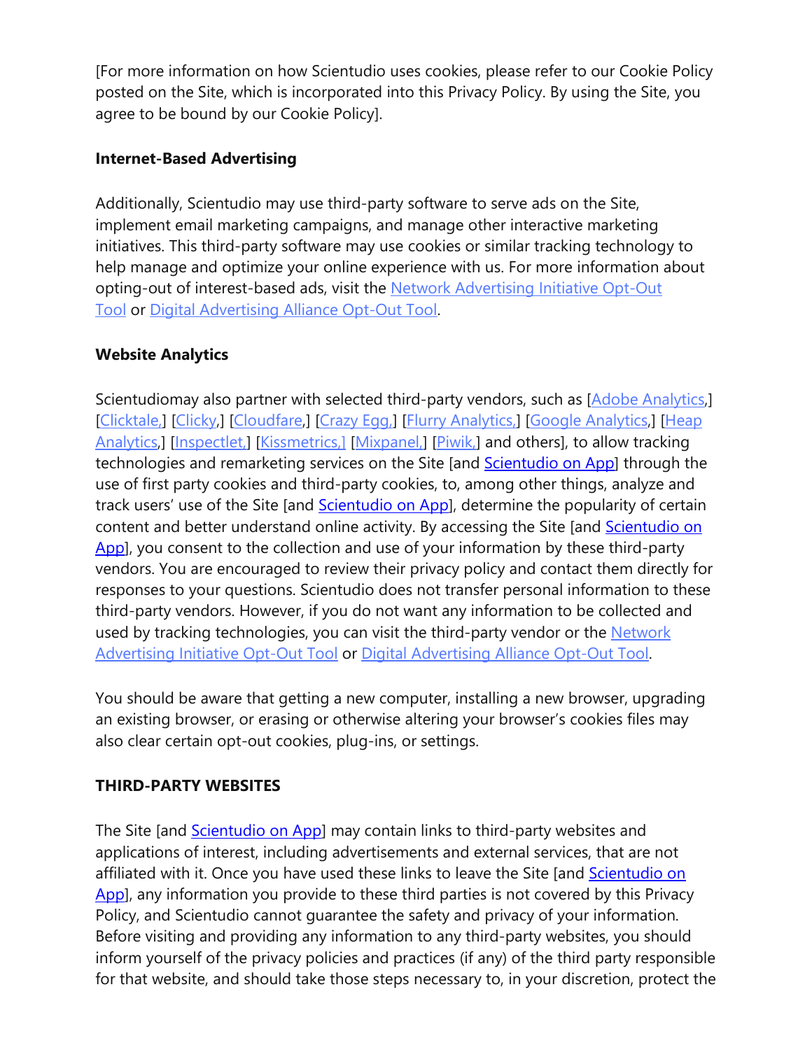[For more information on how Scientudio uses cookies, please refer to our Cookie Policy posted on the Site, which is incorporated into this Privacy Policy. By using the Site, you agree to be bound by our Cookie Policy].

**Internet-Based Advertising**

Additionally, Scientudio may use third-party software to serve ads on the Site, implement email marketing campaigns, and manage other interactive marketing initiatives. This third-party software may use cookies or similar tracking technology to help manage and optimize your online experience with us. For more information about opting-out of interest-based ads, visit the Network Advertising Initiative Opt-Out Tool or Digital Advertising Alliance Opt-Out Tool.

**Website Analytics**

Scientudiomay also partner with selected third-party vendors, such as [Adobe Analytics,] [Clicktale,] [Clicky,] [Cloudfare,] [Crazy Egg,] [Flurry Analytics,] [Google Analytics,] [Heap Analytics,] [Inspectlet,] [Kissmetrics,] [Mixpanel,] [Piwik,] and others], to allow tracking technologies and remarketing services on the Site [and Scientudio on App] through the use of first party cookies and third-party cookies, to, among other things, analyze and track users' use of the Site [and Scientudio on App], determine the popularity of certain content and better understand online activity. By accessing the Site [and Scientudio on App], you consent to the collection and use of your information by these third-party vendors. You are encouraged to review their privacy policy and contact them directly for responses to your questions. Scientudio does not transfer personal information to these third-party vendors. However, if you do not want any information to be collected and used by tracking technologies, you can visit the third-party vendor or the Network Advertising Initiative Opt-Out Tool or Digital Advertising Alliance Opt-Out Tool.

You should be aware that getting a new computer, installing a new browser, upgrading an existing browser, or erasing or otherwise altering your browser's cookies files may also clear certain opt-out cookies, plug-ins, or settings.

**THIRD-PARTY WEBSITES**

The Site [and Scientudio on App] may contain links to third-party websites and applications of interest, including advertisements and external services, that are not affiliated with it. Once you have used these links to leave the Site [and Scientudio on App], any information you provide to these third parties is not covered by this Privacy Policy, and Scientudio cannot guarantee the safety and privacy of your information. Before visiting and providing any information to any third-party websites, you should inform yourself of the privacy policies and practices (if any) of the third party responsible for that website, and should take those steps necessary to, in your discretion, protect the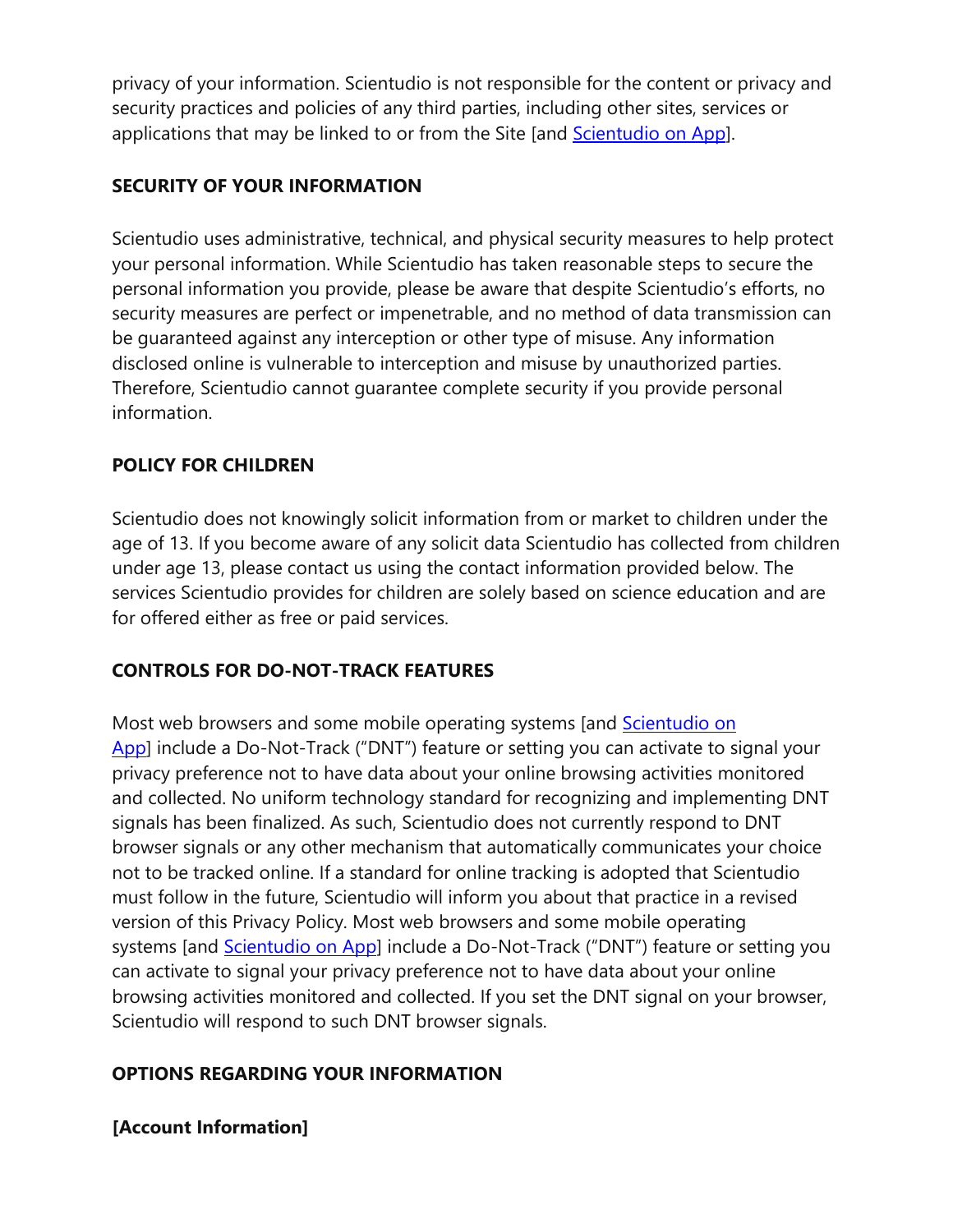privacy of your information. Scientudio is not responsible for the content or privacy and security practices and policies of any third parties, including other sites, services or applications that may be linked to or from the Site [and Scientudio on App].

**SECURITY OF YOUR INFORMATION**

Scientudio uses administrative, technical, and physical security measures to help protect your personal information. While Scientudio has taken reasonable steps to secure the personal information you provide, please be aware that despite Scientudio's efforts, no security measures are perfect or impenetrable, and no method of data transmission can be guaranteed against any interception or other type of misuse. Any information disclosed online is vulnerable to interception and misuse by unauthorized parties. Therefore, Scientudio cannot guarantee complete security if you provide personal information.

**POLICY FOR CHILDREN**

Scientudio does not knowingly solicit information from or market to children under the age of 13. If you become aware of any solicit data Scientudio has collected from children under age 13, please contact us using the contact information provided below. The services Scientudio provides for children are solely based on science education and are for offered either as free or paid services.

**CONTROLS FOR DO-NOT-TRACK FEATURES**

Most web browsers and some mobile operating systems [and Scientudio on App] include a Do-Not-Track ("DNT") feature or setting you can activate to signal your privacy preference not to have data about your online browsing activities monitored and collected. No uniform technology standard for recognizing and implementing DNT signals has been finalized. As such, Scientudio does not currently respond to DNT browser signals or any other mechanism that automatically communicates your choice not to be tracked online. If a standard for online tracking is adopted that Scientudio must follow in the future, Scientudio will inform you about that practice in a revised version of this Privacy Policy. Most web browsers and some mobile operating systems [and Scientudio on App] include a Do-Not-Track ("DNT") feature or setting you can activate to signal your privacy preference not to have data about your online browsing activities monitored and collected. If you set the DNT signal on your browser, Scientudio will respond to such DNT browser signals.

**OPTIONS REGARDING YOUR INFORMATION**

**[Account Information]**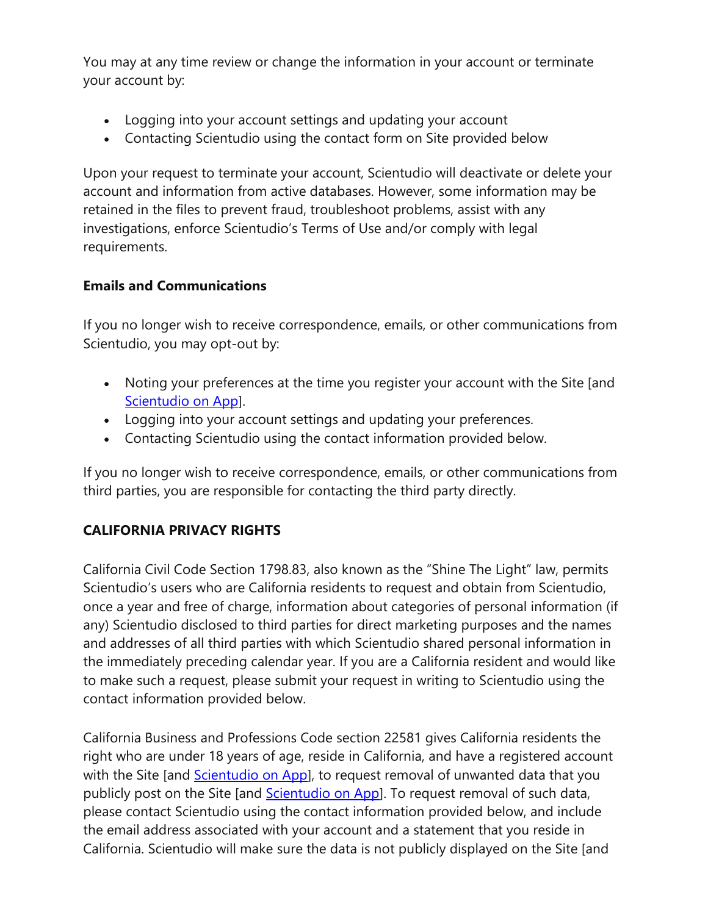You may at any time review or change the information in your account or terminate your account by:

- Logging into your account settings and updating your account
- Contacting Scientudio using the contact form on Site provided below

Upon your request to terminate your account, Scientudio will deactivate or delete your account and information from active databases. However, some information may be retained in the files to prevent fraud, troubleshoot problems, assist with any investigations, enforce Scientudio's Terms of Use and/or comply with legal requirements.

**Emails and Communications**

If you no longer wish to receive correspondence, emails, or other communications from Scientudio, you may opt-out by:

- Noting your preferences at the time you register your account with the Site [and Scientudio on App].
- Logging into your account settings and updating your preferences.
- Contacting Scientudio using the contact information provided below.

If you no longer wish to receive correspondence, emails, or other communications from third parties, you are responsible for contacting the third party directly.

**CALIFORNIA PRIVACY RIGHTS**

California Civil Code Section 1798.83, also known as the "Shine The Light" law, permits Scientudio's users who are California residents to request and obtain from Scientudio, once a year and free of charge, information about categories of personal information (if any) Scientudio disclosed to third parties for direct marketing purposes and the names and addresses of all third parties with which Scientudio shared personal information in the immediately preceding calendar year. If you are a California resident and would like to make such a request, please submit your request in writing to Scientudio using the contact information provided below.

California Business and Professions Code section 22581 gives California residents the right who are under 18 years of age, reside in California, and have a registered account with the Site [and Scientudio on App], to request removal of unwanted data that you publicly post on the Site [and Scientudio on App]. To request removal of such data, please contact Scientudio using the contact information provided below, and include the email address associated with your account and a statement that you reside in California. Scientudio will make sure the data is not publicly displayed on the Site [and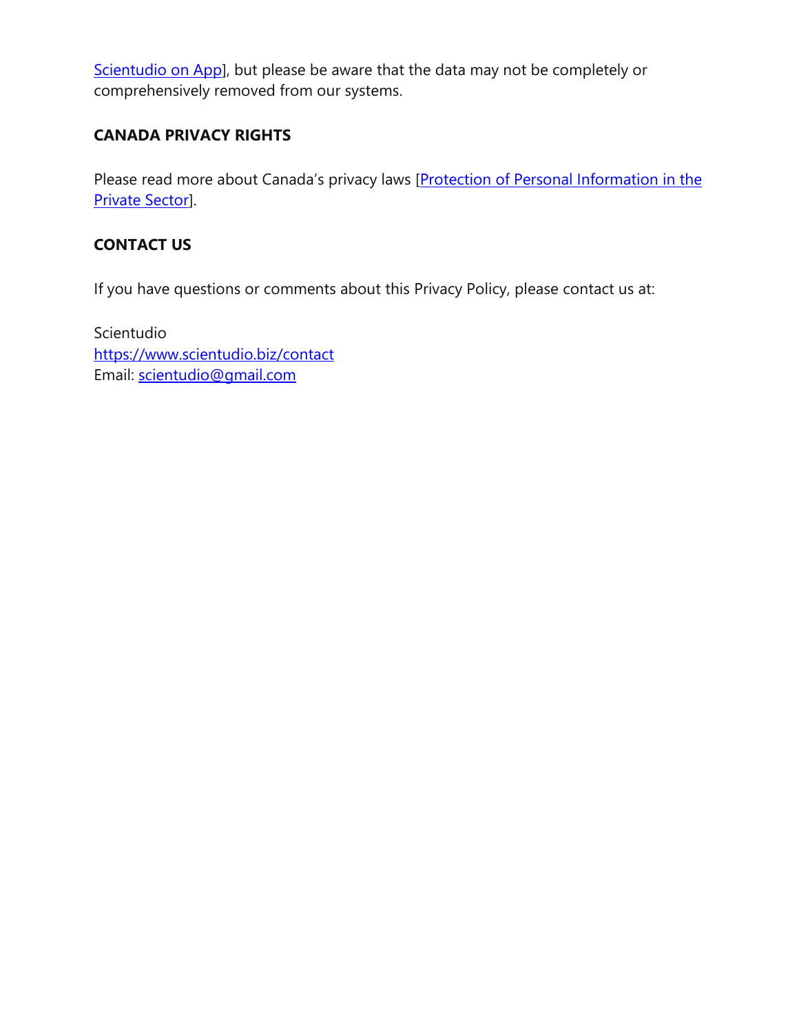Scientudio on App], but please be aware that the data may not be completely or comprehensively removed from our systems.

## CANADA PRIVACY RIGHTS

Please read more about Canada's privacy laws [Protection of Personal Information in the Private Sector].

## CONTACT US

If you have questions or comments about this Privacy Policy, please contact us at:

Scientudio
https://www.scientudio.biz/contact
Email: scientudio@gmail.com